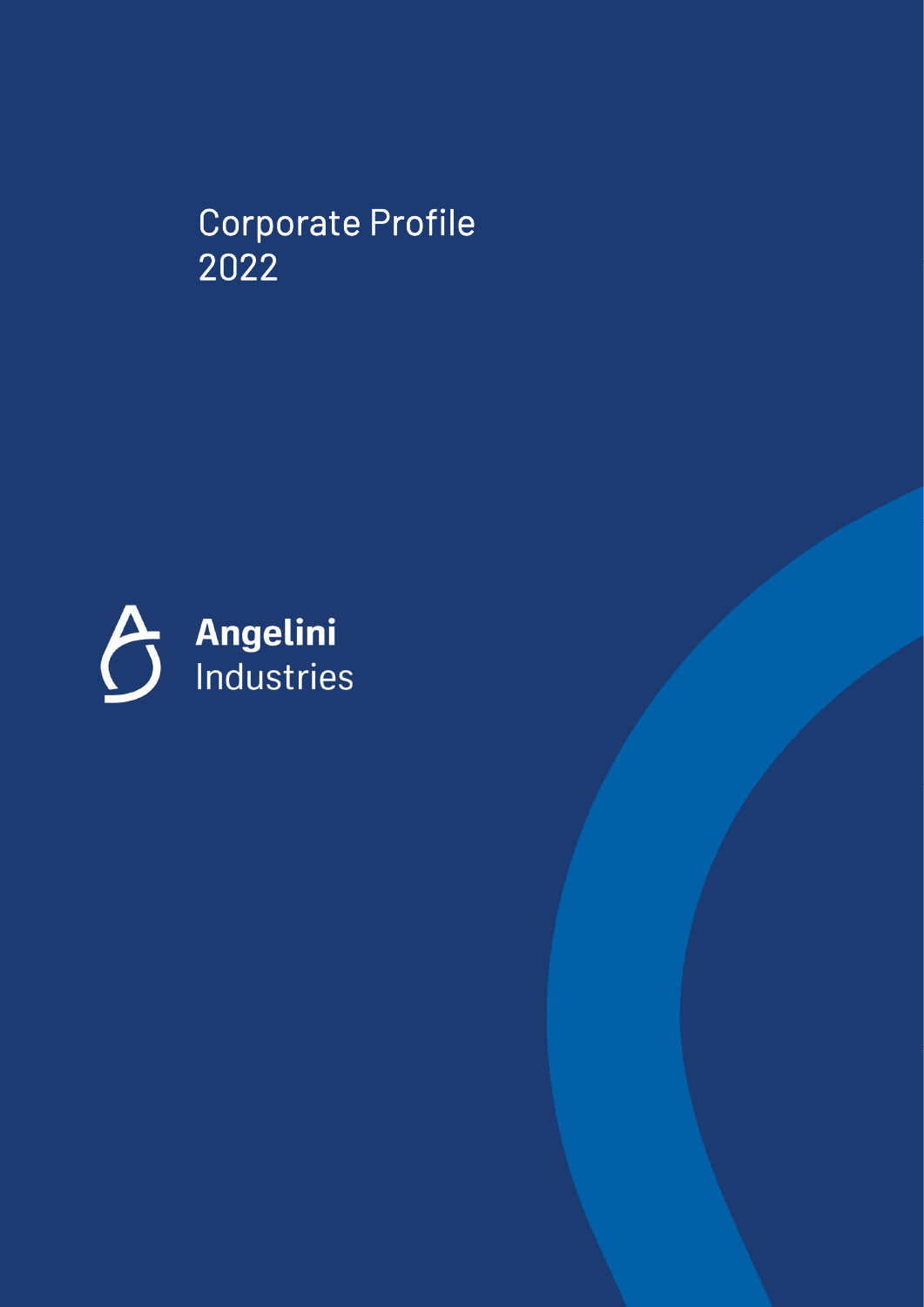# Corporate Profile 2022

**Angelini**
Industries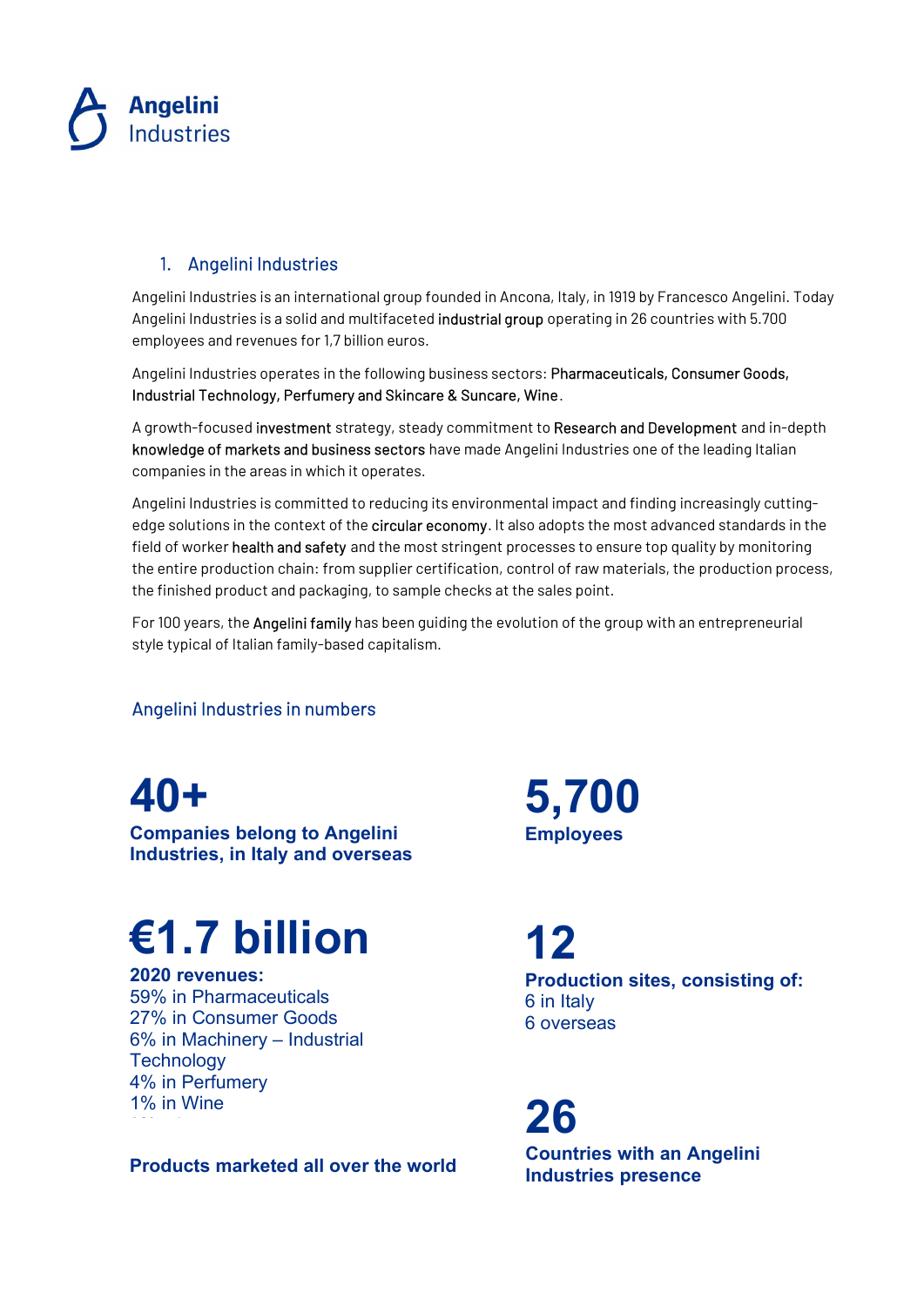**Angelini Industries**

## 1. Angelini Industries

Angelini Industries is an international group founded in Ancona, Italy, in 1919 by Francesco Angelini. Today Angelini Industries is a solid and multifaceted industrial group operating in 26 countries with 5.700 employees and revenues for 1,7 billion euros.

Angelini Industries operates in the following business sectors: Pharmaceuticals, Consumer Goods, Industrial Technology, Perfumery and Skincare & Suncare, Wine.

A growth-focused investment strategy, steady commitment to Research and Development and in-depth knowledge of markets and business sectors have made Angelini Industries one of the leading Italian companies in the areas in which it operates.

Angelini Industries is committed to reducing its environmental impact and finding increasingly cutting-edge solutions in the context of the circular economy. It also adopts the most advanced standards in the field of worker health and safety and the most stringent processes to ensure top quality by monitoring the entire production chain: from supplier certification, control of raw materials, the production process, the finished product and packaging, to sample checks at the sales point.

For 100 years, the Angelini family has been guiding the evolution of the group with an entrepreneurial style typical of Italian family-based capitalism.

### Angelini Industries in numbers

**40+**
**Companies belong to Angelini Industries, in Italy and overseas**

**5,700**
**Employees**

**€1.7 billion**
**2020 revenues:**
59% in Pharmaceuticals
27% in Consumer Goods
6% in Machinery – Industrial Technology
4% in Perfumery
1% in Wine

**12**
**Production sites, consisting of:**
6 in Italy
6 overseas

**Products marketed all over the world**

**26**
**Countries with an Angelini Industries presence**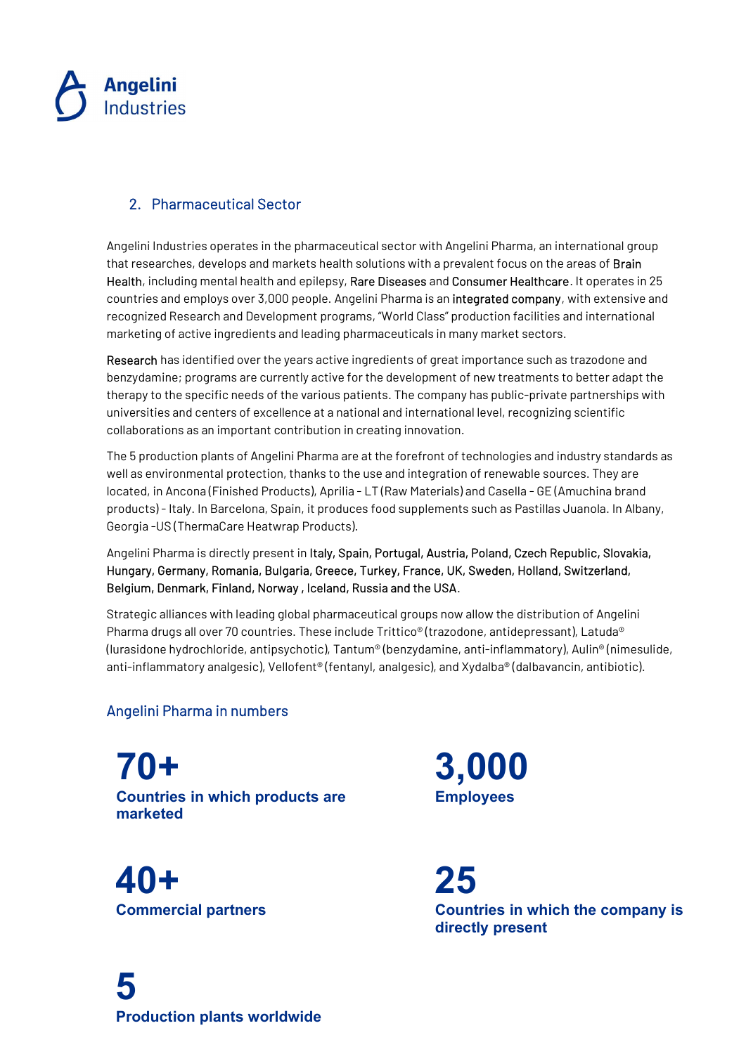## 2. Pharmaceutical Sector

Angelini Industries operates in the pharmaceutical sector with Angelini Pharma, an international group that researches, develops and markets health solutions with a prevalent focus on the areas of Brain Health, including mental health and epilepsy, Rare Diseases and Consumer Healthcare. It operates in 25 countries and employs over 3,000 people. Angelini Pharma is an integrated company, with extensive and recognized Research and Development programs, "World Class" production facilities and international marketing of active ingredients and leading pharmaceuticals in many market sectors.

Research has identified over the years active ingredients of great importance such as trazodone and benzydamine; programs are currently active for the development of new treatments to better adapt the therapy to the specific needs of the various patients. The company has public-private partnerships with universities and centers of excellence at a national and international level, recognizing scientific collaborations as an important contribution in creating innovation.

The 5 production plants of Angelini Pharma are at the forefront of technologies and industry standards as well as environmental protection, thanks to the use and integration of renewable sources. They are located, in Ancona (Finished Products), Aprilia - LT (Raw Materials) and Casella - GE (Amuchina brand products) - Italy. In Barcelona, Spain, it produces food supplements such as Pastillas Juanola. In Albany, Georgia -US (ThermaCare Heatwrap Products).

Angelini Pharma is directly present in Italy, Spain, Portugal, Austria, Poland, Czech Republic, Slovakia, Hungary, Germany, Romania, Bulgaria, Greece, Turkey, France, UK, Sweden, Holland, Switzerland, Belgium, Denmark, Finland, Norway , Iceland, Russia and the USA.

Strategic alliances with leading global pharmaceutical groups now allow the distribution of Angelini Pharma drugs all over 70 countries. These include Trittico® (trazodone, antidepressant), Latuda® (lurasidone hydrochloride, antipsychotic), Tantum® (benzydamine, anti-inflammatory), Aulin® (nimesulide, anti-inflammatory analgesic), Vellofent® (fentanyl, analgesic), and Xydalba® (dalbavancin, antibiotic).

### Angelini Pharma in numbers

**70+**
**Countries in which products are marketed**

**3,000**
**Employees**

**40+**
**Commercial partners**

**25**
**Countries in which the company is directly present**

**5**
**Production plants worldwide**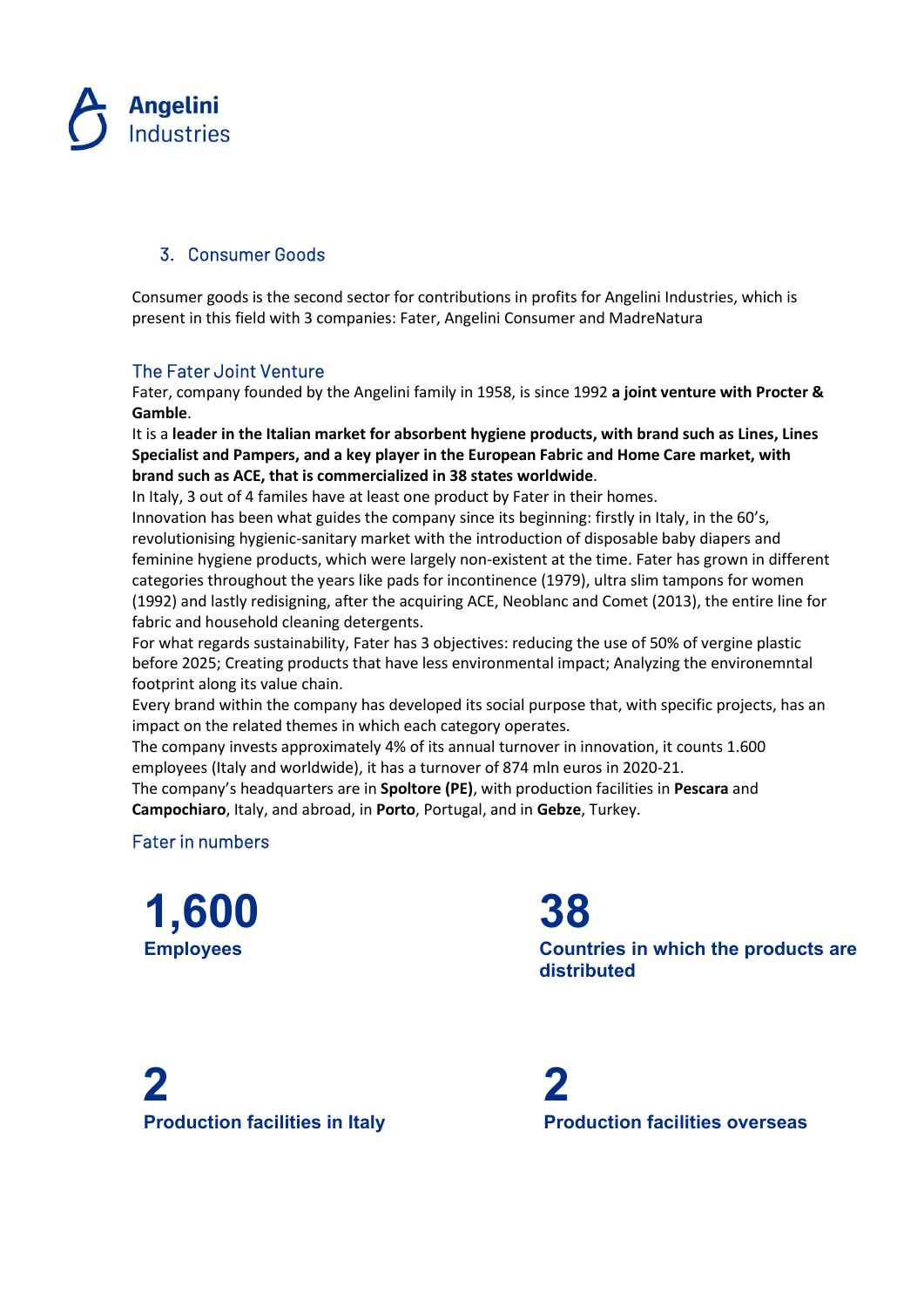## 3. Consumer Goods

Consumer goods is the second sector for contributions in profits for Angelini Industries, which is present in this field with 3 companies: Fater, Angelini Consumer and MadreNatura

### The Fater Joint Venture

Fater, company founded by the Angelini family in 1958, is since 1992 **a joint venture with Procter & Gamble**.

It is a **leader in the Italian market for absorbent hygiene products, with brand such as Lines, Lines Specialist and Pampers, and a key player in the European Fabric and Home Care market, with brand such as ACE, that is commercialized in 38 states worldwide**.

In Italy, 3 out of 4 familes have at least one product by Fater in their homes.

Innovation has been what guides the company since its beginning: firstly in Italy, in the 60's, revolutionising hygienic-sanitary market with the introduction of disposable baby diapers and feminine hygiene products, which were largely non-existent at the time. Fater has grown in different categories throughout the years like pads for incontinence (1979), ultra slim tampons for women (1992) and lastly redisigning, after the acquiring ACE, Neoblanc and Comet (2013), the entire line for fabric and household cleaning detergents.

For what regards sustainability, Fater has 3 objectives: reducing the use of 50% of vergine plastic before 2025; Creating products that have less environmental impact; Analyzing the environemntal footprint along its value chain.

Every brand within the company has developed its social purpose that, with specific projects, has an impact on the related themes in which each category operates.

The company invests approximately 4% of its annual turnover in innovation, it counts 1.600 employees (Italy and worldwide), it has a turnover of 874 mln euros in 2020-21.

The company's headquarters are in **Spoltore (PE)**, with production facilities in **Pescara** and **Campochiaro**, Italy, and abroad, in **Porto**, Portugal, and in **Gebze**, Turkey.

### Fater in numbers

**1,600**
**Employees**

**38**
**Countries in which the products are distributed**

**2**
**Production facilities in Italy**

**2**
**Production facilities overseas**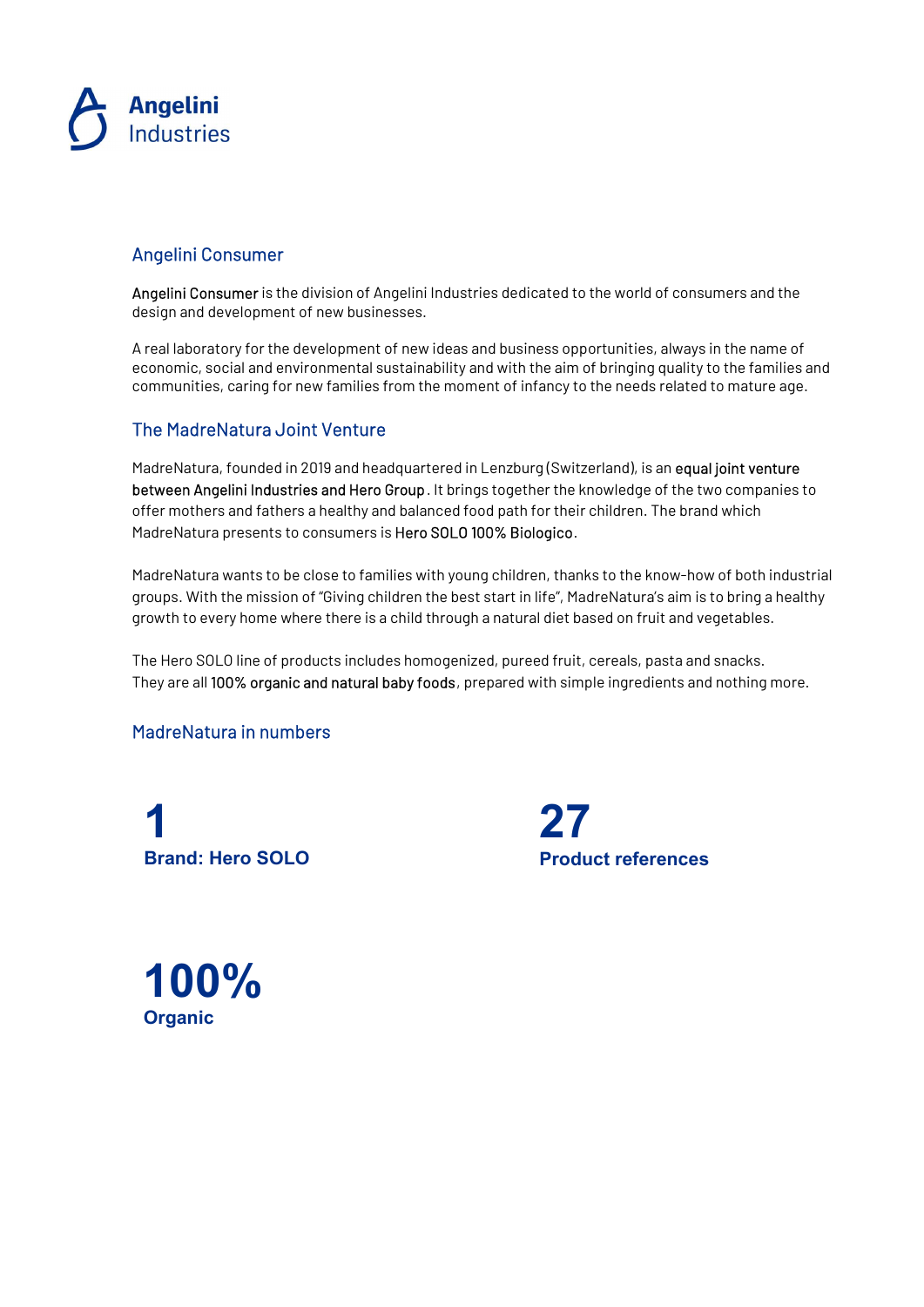## Angelini Consumer

**Angelini Consumer** is the division of Angelini Industries dedicated to the world of consumers and the design and development of new businesses.

A real laboratory for the development of new ideas and business opportunities, always in the name of economic, social and environmental sustainability and with the aim of bringing quality to the families and communities, caring for new families from the moment of infancy to the needs related to mature age.

## The MadreNatura Joint Venture

MadreNatura, founded in 2019 and headquartered in Lenzburg (Switzerland), is an **equal joint venture between Angelini Industries and Hero Group**. It brings together the knowledge of the two companies to offer mothers and fathers a healthy and balanced food path for their children. The brand which MadreNatura presents to consumers is **Hero SOLO 100% Biologico**.

MadreNatura wants to be close to families with young children, thanks to the know-how of both industrial groups. With the mission of "Giving children the best start in life", MadreNatura's aim is to bring a healthy growth to every home where there is a child through a natural diet based on fruit and vegetables.

The Hero SOLO line of products includes homogenized, pureed fruit, cereals, pasta and snacks. They are all **100% organic and natural baby foods**, prepared with simple ingredients and nothing more.

## MadreNatura in numbers

**1**
**Brand: Hero SOLO**

**27**
**Product references**

**100%**
**Organic**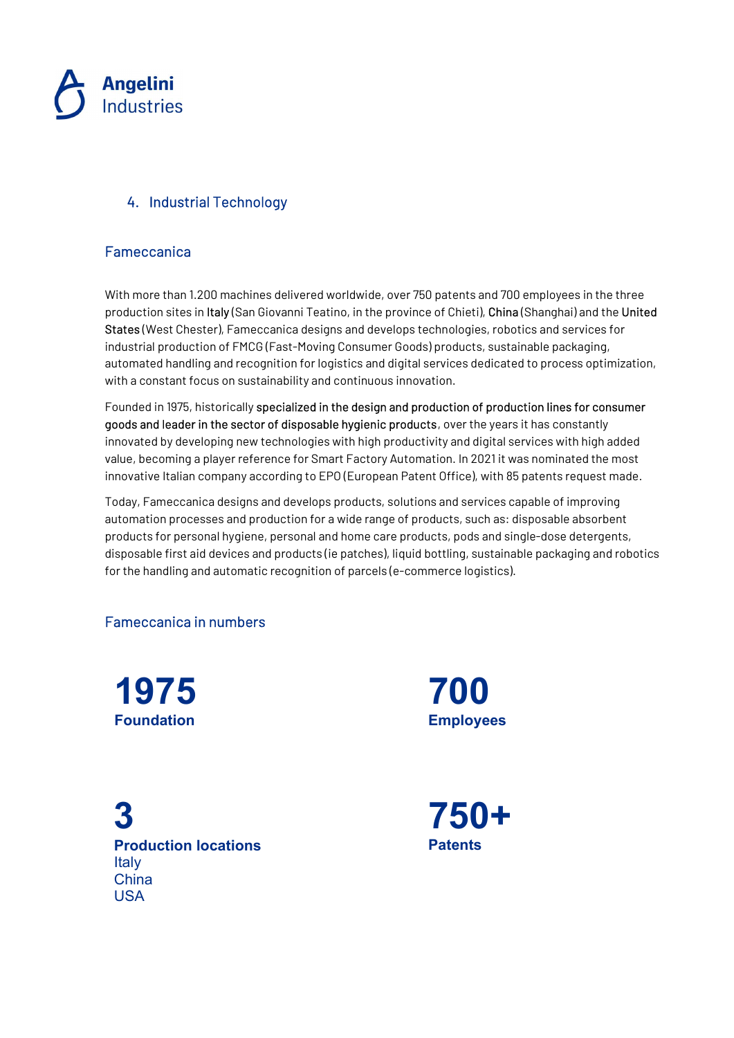## 4. Industrial Technology

### Fameccanica

With more than 1.200 machines delivered worldwide, over 750 patents and 700 employees in the three production sites in **Italy** (San Giovanni Teatino, in the province of Chieti), **China** (Shanghai) and the **United States** (West Chester), Fameccanica designs and develops technologies, robotics and services for industrial production of FMCG (Fast-Moving Consumer Goods) products, sustainable packaging, automated handling and recognition for logistics and digital services dedicated to process optimization, with a constant focus on sustainability and continuous innovation.

Founded in 1975, historically **specialized in the design and production of production lines for consumer goods and leader in the sector of disposable hygienic products**, over the years it has constantly innovated by developing new technologies with high productivity and digital services with high added value, becoming a player reference for Smart Factory Automation. In 2021 it was nominated the most innovative Italian company according to EPO (European Patent Office), with 85 patents request made.

Today, Fameccanica designs and develops products, solutions and services capable of improving automation processes and production for a wide range of products, such as: disposable absorbent products for personal hygiene, personal and home care products, pods and single-dose detergents, disposable first aid devices and products (ie patches), liquid bottling, sustainable packaging and robotics for the handling and automatic recognition of parcels (e-commerce logistics).

### Fameccanica in numbers

**1975**
**Foundation**

**700**
**Employees**

**3**
**Production locations**
Italy
China
USA

**750+**
**Patents**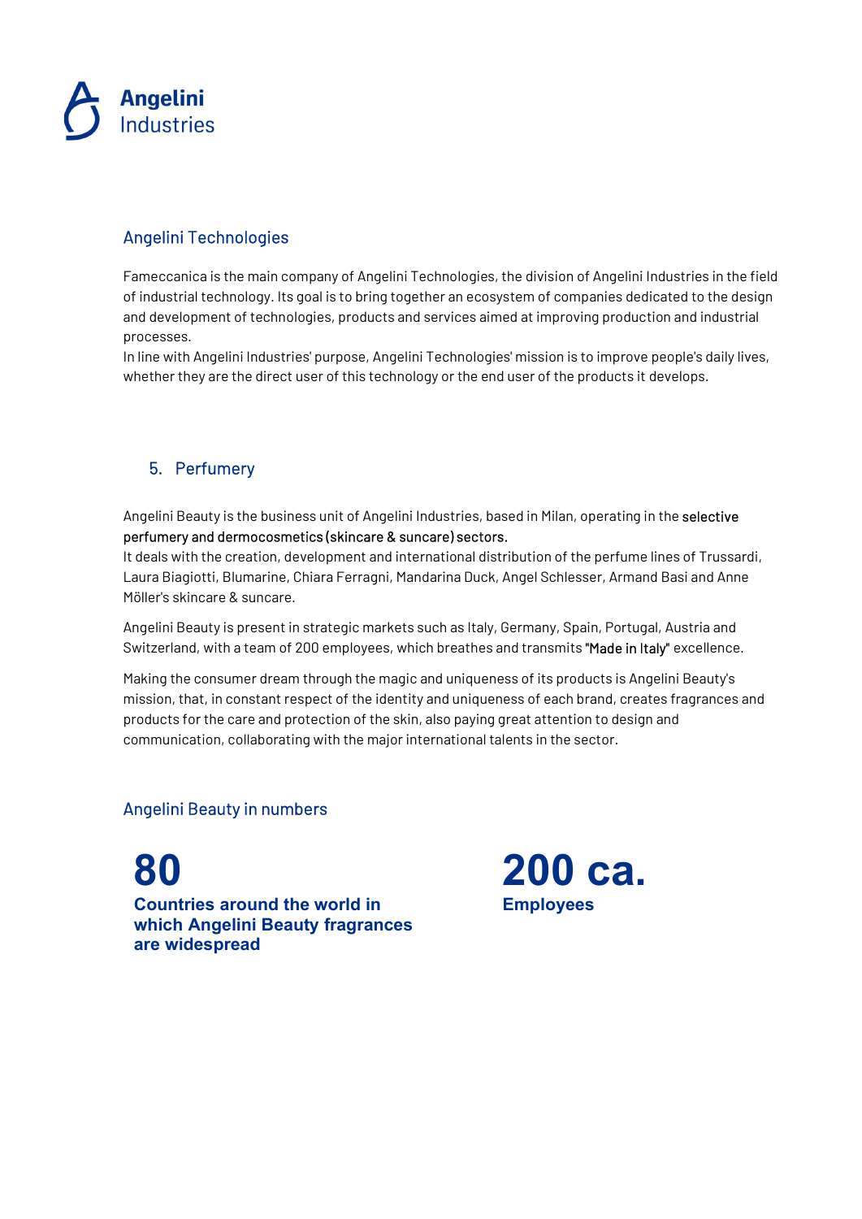## Angelini Technologies

Fameccanica is the main company of Angelini Technologies, the division of Angelini Industries in the field of industrial technology. Its goal is to bring together an ecosystem of companies dedicated to the design and development of technologies, products and services aimed at improving production and industrial processes.
In line with Angelini Industries' purpose, Angelini Technologies' mission is to improve people's daily lives, whether they are the direct user of this technology or the end user of the products it develops.

## 5. Perfumery

Angelini Beauty is the business unit of Angelini Industries, based in Milan, operating in the selective perfumery and dermocosmetics (skincare & suncare) sectors.
It deals with the creation, development and international distribution of the perfume lines of Trussardi, Laura Biagiotti, Blumarine, Chiara Ferragni, Mandarina Duck, Angel Schlesser, Armand Basi and Anne Möller's skincare & suncare.

Angelini Beauty is present in strategic markets such as Italy, Germany, Spain, Portugal, Austria and Switzerland, with a team of 200 employees, which breathes and transmits "Made in Italy" excellence.

Making the consumer dream through the magic and uniqueness of its products is Angelini Beauty's mission, that, in constant respect of the identity and uniqueness of each brand, creates fragrances and products for the care and protection of the skin, also paying great attention to design and communication, collaborating with the major international talents in the sector.

## Angelini Beauty in numbers

**80**
**Countries around the world in which Angelini Beauty fragrances are widespread**

**200 ca.**
**Employees**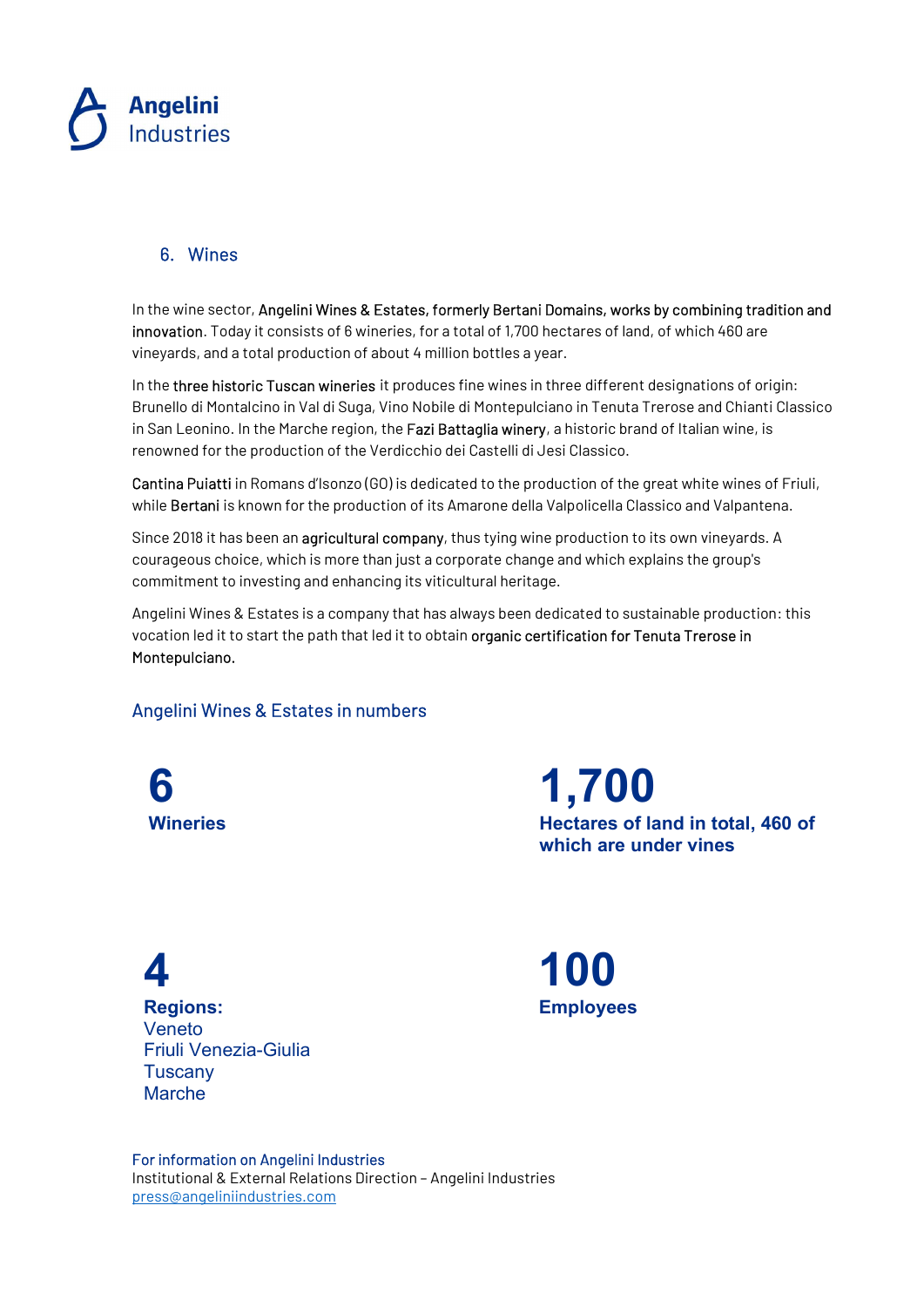## 6. Wines

In the wine sector, Angelini Wines & Estates, formerly Bertani Domains, works by combining tradition and innovation. Today it consists of 6 wineries, for a total of 1,700 hectares of land, of which 460 are vineyards, and a total production of about 4 million bottles a year.

In the three historic Tuscan wineries it produces fine wines in three different designations of origin: Brunello di Montalcino in Val di Suga, Vino Nobile di Montepulciano in Tenuta Trerose and Chianti Classico in San Leonino. In the Marche region, the Fazi Battaglia winery, a historic brand of Italian wine, is renowned for the production of the Verdicchio dei Castelli di Jesi Classico.

Cantina Puiatti in Romans d'Isonzo (GO) is dedicated to the production of the great white wines of Friuli, while Bertani is known for the production of its Amarone della Valpolicella Classico and Valpantena.

Since 2018 it has been an agricultural company, thus tying wine production to its own vineyards. A courageous choice, which is more than just a corporate change and which explains the group's commitment to investing and enhancing its viticultural heritage.

Angelini Wines & Estates is a company that has always been dedicated to sustainable production: this vocation led it to start the path that led it to obtain organic certification for Tenuta Trerose in Montepulciano.

### Angelini Wines & Estates in numbers

**6**
**Wineries**

**1,700**
**Hectares of land in total, 460 of which are under vines**

**4**
**Regions:**
Veneto
Friuli Venezia-Giulia
Tuscany
Marche

**100**
**Employees**

For information on Angelini Industries
Institutional & External Relations Direction – Angelini Industries
press@angeliniindustries.com